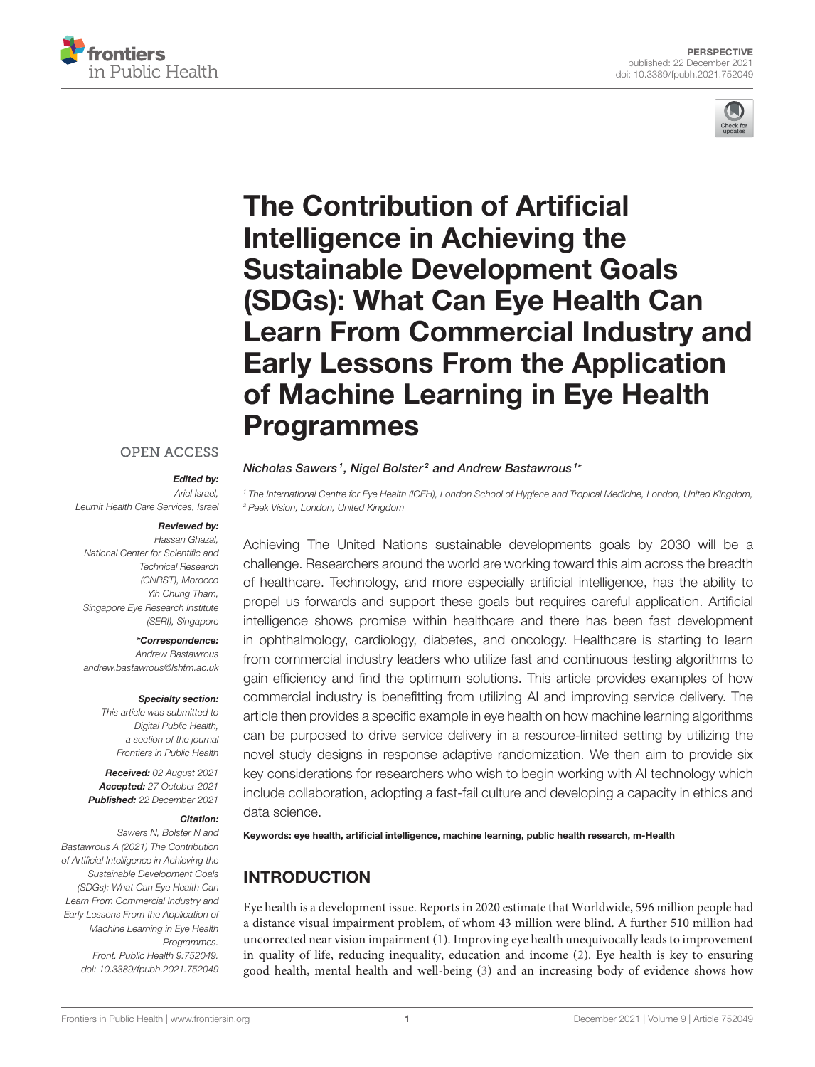PERSPECTIVE
published: 22 December 2021
doi: 10.3389/fpubh.2021.752049

# The Contribution of Artificial Intelligence in Achieving the Sustainable Development Goals (SDGs): What Can Eye Health Can Learn From Commercial Industry and Early Lessons From the Application of Machine Learning in Eye Health Programmes

*Nicholas Sawers[1], Nigel Bolster[2] and Andrew Bastawrous[1]**

[1] The International Centre for Eye Health (ICEH), London School of Hygiene and Tropical Medicine, London, United Kingdom, [2] Peek Vision, London, United Kingdom

OPEN ACCESS

***Edited by:***
Ariel Israel,
Leumit Health Care Services, Israel

***Reviewed by:***
Hassan Ghazal,
National Center for Scientific and Technical Research (CNRST), Morocco
Yih Chung Tham,
Singapore Eye Research Institute (SERI), Singapore

***\*Correspondence:***
Andrew Bastawrous
andrew.bastawrous@lshtm.ac.uk

***Specialty section:***
This article was submitted to Digital Public Health, a section of the journal Frontiers in Public Health

***Received:*** 02 August 2021
***Accepted:*** 27 October 2021
***Published:*** 22 December 2021

***Citation:***
Sawers N, Bolster N and Bastawrous A (2021) The Contribution of Artificial Intelligence in Achieving the Sustainable Development Goals (SDGs): What Can Eye Health Can Learn From Commercial Industry and Early Lessons From the Application of Machine Learning in Eye Health Programmes. Front. Public Health 9:752049. doi: 10.3389/fpubh.2021.752049

Achieving The United Nations sustainable developments goals by 2030 will be a challenge. Researchers around the world are working toward this aim across the breadth of healthcare. Technology, and more especially artificial intelligence, has the ability to propel us forwards and support these goals but requires careful application. Artificial intelligence shows promise within healthcare and there has been fast development in ophthalmology, cardiology, diabetes, and oncology. Healthcare is starting to learn from commercial industry leaders who utilize fast and continuous testing algorithms to gain efficiency and find the optimum solutions. This article provides examples of how commercial industry is benefitting from utilizing AI and improving service delivery. The article then provides a specific example in eye health on how machine learning algorithms can be purposed to drive service delivery in a resource-limited setting by utilizing the novel study designs in response adaptive randomization. We then aim to provide six key considerations for researchers who wish to begin working with AI technology which include collaboration, adopting a fast-fail culture and developing a capacity in ethics and data science.

**Keywords: eye health, artificial intelligence, machine learning, public health research, m-Health**

## INTRODUCTION

Eye health is a development issue. Reports in 2020 estimate that Worldwide, 596 million people had a distance visual impairment problem, of whom 43 million were blind. A further 510 million had uncorrected near vision impairment (1). Improving eye health unequivocally leads to improvement in quality of life, reducing inequality, education and income (2). Eye health is key to ensuring good health, mental health and well-being (3) and an increasing body of evidence shows how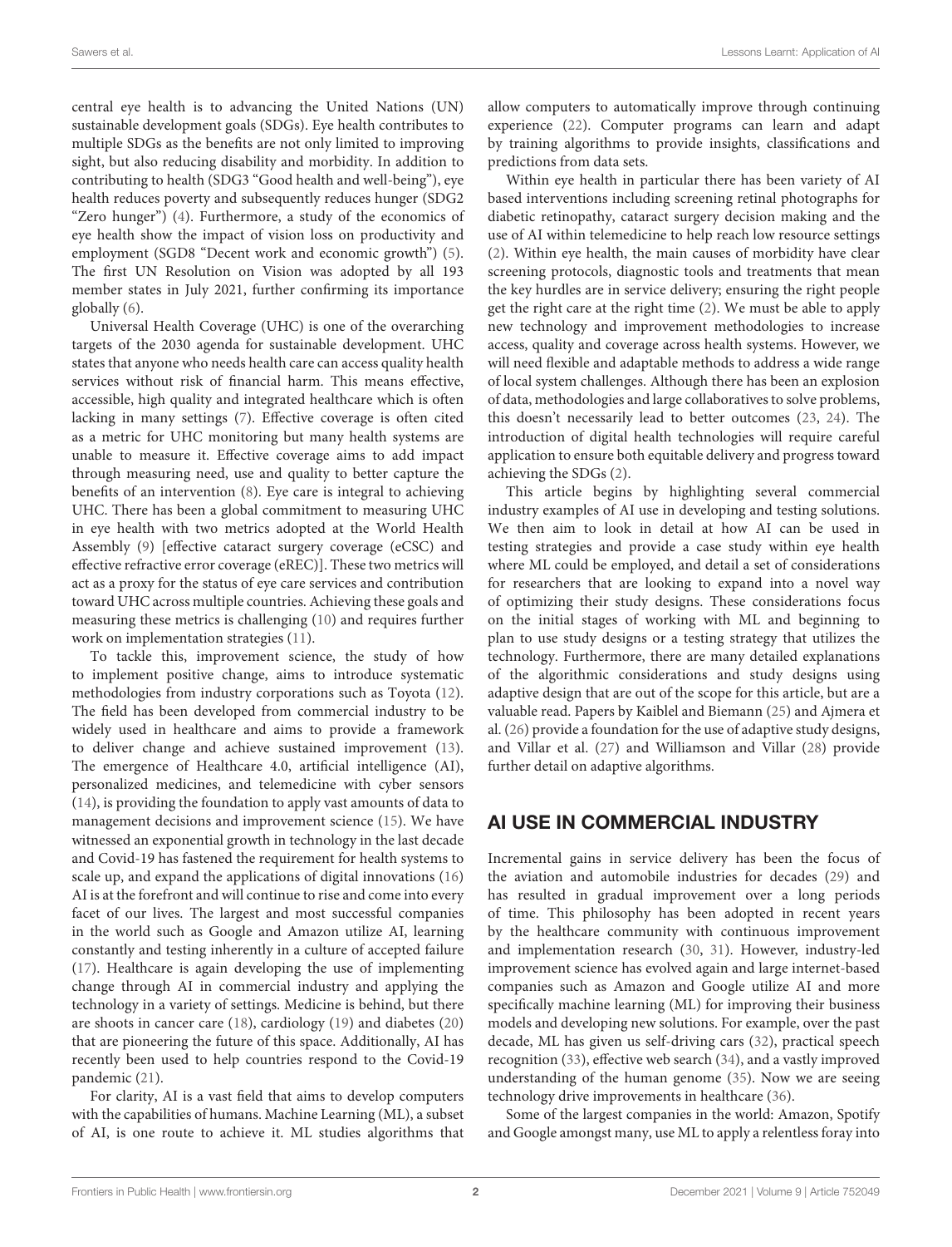central eye health is to advancing the United Nations (UN) sustainable development goals (SDGs). Eye health contributes to multiple SDGs as the benefits are not only limited to improving sight, but also reducing disability and morbidity. In addition to contributing to health (SDG3 "Good health and well-being"), eye health reduces poverty and subsequently reduces hunger (SDG2 "Zero hunger") (4). Furthermore, a study of the economics of eye health show the impact of vision loss on productivity and employment (SGD8 "Decent work and economic growth") (5). The first UN Resolution on Vision was adopted by all 193 member states in July 2021, further confirming its importance globally (6).

Universal Health Coverage (UHC) is one of the overarching targets of the 2030 agenda for sustainable development. UHC states that anyone who needs health care can access quality health services without risk of financial harm. This means effective, accessible, high quality and integrated healthcare which is often lacking in many settings (7). Effective coverage is often cited as a metric for UHC monitoring but many health systems are unable to measure it. Effective coverage aims to add impact through measuring need, use and quality to better capture the benefits of an intervention (8). Eye care is integral to achieving UHC. There has been a global commitment to measuring UHC in eye health with two metrics adopted at the World Health Assembly (9) [effective cataract surgery coverage (eCSC) and effective refractive error coverage (eREC)]. These two metrics will act as a proxy for the status of eye care services and contribution toward UHC across multiple countries. Achieving these goals and measuring these metrics is challenging (10) and requires further work on implementation strategies (11).

To tackle this, improvement science, the study of how to implement positive change, aims to introduce systematic methodologies from industry corporations such as Toyota (12). The field has been developed from commercial industry to be widely used in healthcare and aims to provide a framework to deliver change and achieve sustained improvement (13). The emergence of Healthcare 4.0, artificial intelligence (AI), personalized medicines, and telemedicine with cyber sensors (14), is providing the foundation to apply vast amounts of data to management decisions and improvement science (15). We have witnessed an exponential growth in technology in the last decade and Covid-19 has fastened the requirement for health systems to scale up, and expand the applications of digital innovations (16) AI is at the forefront and will continue to rise and come into every facet of our lives. The largest and most successful companies in the world such as Google and Amazon utilize AI, learning constantly and testing inherently in a culture of accepted failure (17). Healthcare is again developing the use of implementing change through AI in commercial industry and applying the technology in a variety of settings. Medicine is behind, but there are shoots in cancer care (18), cardiology (19) and diabetes (20) that are pioneering the future of this space. Additionally, AI has recently been used to help countries respond to the Covid-19 pandemic (21).

For clarity, AI is a vast field that aims to develop computers with the capabilities of humans. Machine Learning (ML), a subset of AI, is one route to achieve it. ML studies algorithms that allow computers to automatically improve through continuing experience (22). Computer programs can learn and adapt by training algorithms to provide insights, classifications and predictions from data sets.

Within eye health in particular there has been variety of AI based interventions including screening retinal photographs for diabetic retinopathy, cataract surgery decision making and the use of AI within telemedicine to help reach low resource settings (2). Within eye health, the main causes of morbidity have clear screening protocols, diagnostic tools and treatments that mean the key hurdles are in service delivery; ensuring the right people get the right care at the right time (2). We must be able to apply new technology and improvement methodologies to increase access, quality and coverage across health systems. However, we will need flexible and adaptable methods to address a wide range of local system challenges. Although there has been an explosion of data, methodologies and large collaboratives to solve problems, this doesn't necessarily lead to better outcomes (23, 24). The introduction of digital health technologies will require careful application to ensure both equitable delivery and progress toward achieving the SDGs (2).

This article begins by highlighting several commercial industry examples of AI use in developing and testing solutions. We then aim to look in detail at how AI can be used in testing strategies and provide a case study within eye health where ML could be employed, and detail a set of considerations for researchers that are looking to expand into a novel way of optimizing their study designs. These considerations focus on the initial stages of working with ML and beginning to plan to use study designs or a testing strategy that utilizes the technology. Furthermore, there are many detailed explanations of the algorithmic considerations and study designs using adaptive design that are out of the scope for this article, but are a valuable read. Papers by Kaiblel and Biemann (25) and Ajmera et al. (26) provide a foundation for the use of adaptive study designs, and Villar et al. (27) and Williamson and Villar (28) provide further detail on adaptive algorithms.

## AI USE IN COMMERCIAL INDUSTRY

Incremental gains in service delivery has been the focus of the aviation and automobile industries for decades (29) and has resulted in gradual improvement over a long periods of time. This philosophy has been adopted in recent years by the healthcare community with continuous improvement and implementation research (30, 31). However, industry-led improvement science has evolved again and large internet-based companies such as Amazon and Google utilize AI and more specifically machine learning (ML) for improving their business models and developing new solutions. For example, over the past decade, ML has given us self-driving cars (32), practical speech recognition (33), effective web search (34), and a vastly improved understanding of the human genome (35). Now we are seeing technology drive improvements in healthcare (36).

Some of the largest companies in the world: Amazon, Spotify and Google amongst many, use ML to apply a relentless foray into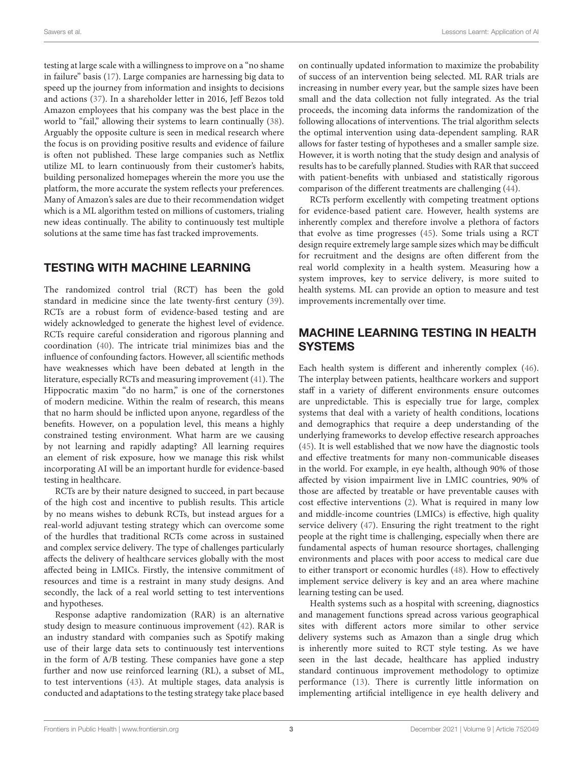testing at large scale with a willingness to improve on a "no shame in failure" basis (17). Large companies are harnessing big data to speed up the journey from information and insights to decisions and actions (37). In a shareholder letter in 2016, Jeff Bezos told Amazon employees that his company was the best place in the world to "fail," allowing their systems to learn continually (38). Arguably the opposite culture is seen in medical research where the focus is on providing positive results and evidence of failure is often not published. These large companies such as Netflix utilize ML to learn continuously from their customer's habits, building personalized homepages wherein the more you use the platform, the more accurate the system reflects your preferences. Many of Amazon's sales are due to their recommendation widget which is a ML algorithm tested on millions of customers, trialing new ideas continually. The ability to continuously test multiple solutions at the same time has fast tracked improvements.

## TESTING WITH MACHINE LEARNING

The randomized control trial (RCT) has been the gold standard in medicine since the late twenty-first century (39). RCTs are a robust form of evidence-based testing and are widely acknowledged to generate the highest level of evidence. RCTs require careful consideration and rigorous planning and coordination (40). The intricate trial minimizes bias and the influence of confounding factors. However, all scientific methods have weaknesses which have been debated at length in the literature, especially RCTs and measuring improvement (41). The Hippocratic maxim "do no harm," is one of the cornerstones of modern medicine. Within the realm of research, this means that no harm should be inflicted upon anyone, regardless of the benefits. However, on a population level, this means a highly constrained testing environment. What harm are we causing by not learning and rapidly adapting? All learning requires an element of risk exposure, how we manage this risk whilst incorporating AI will be an important hurdle for evidence-based testing in healthcare.

RCTs are by their nature designed to succeed, in part because of the high cost and incentive to publish results. This article by no means wishes to debunk RCTs, but instead argues for a real-world adjuvant testing strategy which can overcome some of the hurdles that traditional RCTs come across in sustained and complex service delivery. The type of challenges particularly affects the delivery of healthcare services globally with the most affected being in LMICs. Firstly, the intensive commitment of resources and time is a restraint in many study designs. And secondly, the lack of a real world setting to test interventions and hypotheses.

Response adaptive randomization (RAR) is an alternative study design to measure continuous improvement (42). RAR is an industry standard with companies such as Spotify making use of their large data sets to continuously test interventions in the form of A/B testing. These companies have gone a step further and now use reinforced learning (RL), a subset of ML, to test interventions (43). At multiple stages, data analysis is conducted and adaptations to the testing strategy take place based on continually updated information to maximize the probability of success of an intervention being selected. ML RAR trials are increasing in number every year, but the sample sizes have been small and the data collection not fully integrated. As the trial proceeds, the incoming data informs the randomization of the following allocations of interventions. The trial algorithm selects the optimal intervention using data-dependent sampling. RAR allows for faster testing of hypotheses and a smaller sample size. However, it is worth noting that the study design and analysis of results has to be carefully planned. Studies with RAR that succeed with patient-benefits with unbiased and statistically rigorous comparison of the different treatments are challenging (44).

RCTs perform excellently with competing treatment options for evidence-based patient care. However, health systems are inherently complex and therefore involve a plethora of factors that evolve as time progresses (45). Some trials using a RCT design require extremely large sample sizes which may be difficult for recruitment and the designs are often different from the real world complexity in a health system. Measuring how a system improves, key to service delivery, is more suited to health systems. ML can provide an option to measure and test improvements incrementally over time.

## MACHINE LEARNING TESTING IN HEALTH SYSTEMS

Each health system is different and inherently complex (46). The interplay between patients, healthcare workers and support staff in a variety of different environments ensure outcomes are unpredictable. This is especially true for large, complex systems that deal with a variety of health conditions, locations and demographics that require a deep understanding of the underlying frameworks to develop effective research approaches (45). It is well established that we now have the diagnostic tools and effective treatments for many non-communicable diseases in the world. For example, in eye health, although 90% of those affected by vision impairment live in LMIC countries, 90% of those are affected by treatable or have preventable causes with cost effective interventions (2). What is required in many low and middle-income countries (LMICs) is effective, high quality service delivery (47). Ensuring the right treatment to the right people at the right time is challenging, especially when there are fundamental aspects of human resource shortages, challenging environments and places with poor access to medical care due to either transport or economic hurdles (48). How to effectively implement service delivery is key and an area where machine learning testing can be used.

Health systems such as a hospital with screening, diagnostics and management functions spread across various geographical sites with different actors more similar to other service delivery systems such as Amazon than a single drug which is inherently more suited to RCT style testing. As we have seen in the last decade, healthcare has applied industry standard continuous improvement methodology to optimize performance (13). There is currently little information on implementing artificial intelligence in eye health delivery and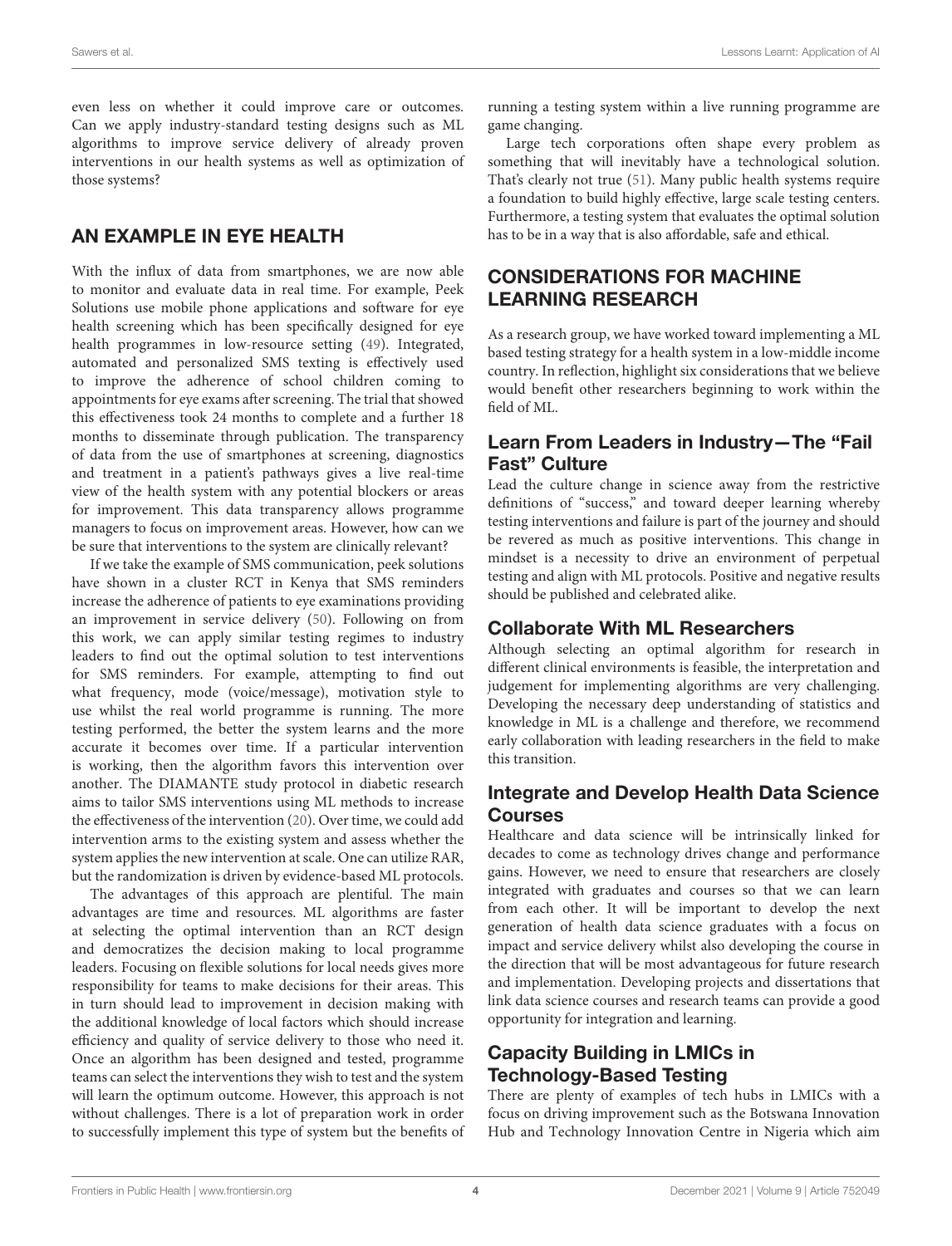even less on whether it could improve care or outcomes. Can we apply industry-standard testing designs such as ML algorithms to improve service delivery of already proven interventions in our health systems as well as optimization of those systems?

## AN EXAMPLE IN EYE HEALTH

With the influx of data from smartphones, we are now able to monitor and evaluate data in real time. For example, Peek Solutions use mobile phone applications and software for eye health screening which has been specifically designed for eye health programmes in low-resource setting (49). Integrated, automated and personalized SMS texting is effectively used to improve the adherence of school children coming to appointments for eye exams after screening. The trial that showed this effectiveness took 24 months to complete and a further 18 months to disseminate through publication. The transparency of data from the use of smartphones at screening, diagnostics and treatment in a patient's pathways gives a live real-time view of the health system with any potential blockers or areas for improvement. This data transparency allows programme managers to focus on improvement areas. However, how can we be sure that interventions to the system are clinically relevant?

If we take the example of SMS communication, peek solutions have shown in a cluster RCT in Kenya that SMS reminders increase the adherence of patients to eye examinations providing an improvement in service delivery (50). Following on from this work, we can apply similar testing regimes to industry leaders to find out the optimal solution to test interventions for SMS reminders. For example, attempting to find out what frequency, mode (voice/message), motivation style to use whilst the real world programme is running. The more testing performed, the better the system learns and the more accurate it becomes over time. If a particular intervention is working, then the algorithm favors this intervention over another. The DIAMANTE study protocol in diabetic research aims to tailor SMS interventions using ML methods to increase the effectiveness of the intervention (20). Over time, we could add intervention arms to the existing system and assess whether the system applies the new intervention at scale. One can utilize RAR, but the randomization is driven by evidence-based ML protocols.

The advantages of this approach are plentiful. The main advantages are time and resources. ML algorithms are faster at selecting the optimal intervention than an RCT design and democratizes the decision making to local programme leaders. Focusing on flexible solutions for local needs gives more responsibility for teams to make decisions for their areas. This in turn should lead to improvement in decision making with the additional knowledge of local factors which should increase efficiency and quality of service delivery to those who need it. Once an algorithm has been designed and tested, programme teams can select the interventions they wish to test and the system will learn the optimum outcome. However, this approach is not without challenges. There is a lot of preparation work in order to successfully implement this type of system but the benefits of running a testing system within a live running programme are game changing.

Large tech corporations often shape every problem as something that will inevitably have a technological solution. That's clearly not true (51). Many public health systems require a foundation to build highly effective, large scale testing centers. Furthermore, a testing system that evaluates the optimal solution has to be in a way that is also affordable, safe and ethical.

## CONSIDERATIONS FOR MACHINE LEARNING RESEARCH

As a research group, we have worked toward implementing a ML based testing strategy for a health system in a low-middle income country. In reflection, highlight six considerations that we believe would benefit other researchers beginning to work within the field of ML.

### Learn From Leaders in Industry—The "Fail Fast" Culture

Lead the culture change in science away from the restrictive definitions of "success," and toward deeper learning whereby testing interventions and failure is part of the journey and should be revered as much as positive interventions. This change in mindset is a necessity to drive an environment of perpetual testing and align with ML protocols. Positive and negative results should be published and celebrated alike.

### Collaborate With ML Researchers

Although selecting an optimal algorithm for research in different clinical environments is feasible, the interpretation and judgement for implementing algorithms are very challenging. Developing the necessary deep understanding of statistics and knowledge in ML is a challenge and therefore, we recommend early collaboration with leading researchers in the field to make this transition.

### Integrate and Develop Health Data Science Courses

Healthcare and data science will be intrinsically linked for decades to come as technology drives change and performance gains. However, we need to ensure that researchers are closely integrated with graduates and courses so that we can learn from each other. It will be important to develop the next generation of health data science graduates with a focus on impact and service delivery whilst also developing the course in the direction that will be most advantageous for future research and implementation. Developing projects and dissertations that link data science courses and research teams can provide a good opportunity for integration and learning.

### Capacity Building in LMICs in Technology-Based Testing

There are plenty of examples of tech hubs in LMICs with a focus on driving improvement such as the Botswana Innovation Hub and Technology Innovation Centre in Nigeria which aim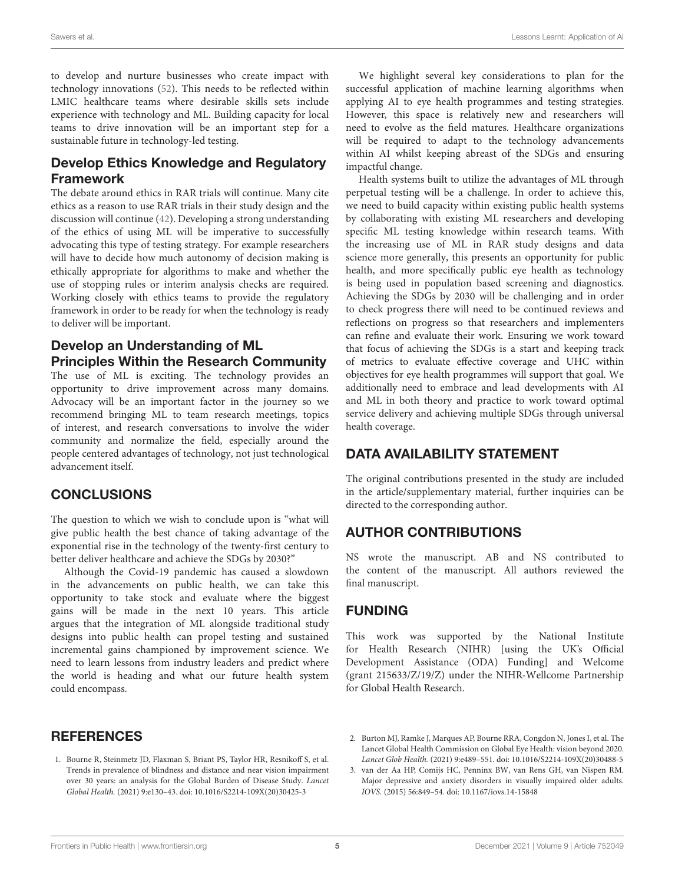to develop and nurture businesses who create impact with technology innovations (52). This needs to be reflected within LMIC healthcare teams where desirable skills sets include experience with technology and ML. Building capacity for local teams to drive innovation will be an important step for a sustainable future in technology-led testing.

## Develop Ethics Knowledge and Regulatory Framework

The debate around ethics in RAR trials will continue. Many cite ethics as a reason to use RAR trials in their study design and the discussion will continue (42). Developing a strong understanding of the ethics of using ML will be imperative to successfully advocating this type of testing strategy. For example researchers will have to decide how much autonomy of decision making is ethically appropriate for algorithms to make and whether the use of stopping rules or interim analysis checks are required. Working closely with ethics teams to provide the regulatory framework in order to be ready for when the technology is ready to deliver will be important.

## Develop an Understanding of ML Principles Within the Research Community

The use of ML is exciting. The technology provides an opportunity to drive improvement across many domains. Advocacy will be an important factor in the journey so we recommend bringing ML to team research meetings, topics of interest, and research conversations to involve the wider community and normalize the field, especially around the people centered advantages of technology, not just technological advancement itself.

# CONCLUSIONS

The question to which we wish to conclude upon is "what will give public health the best chance of taking advantage of the exponential rise in the technology of the twenty-first century to better deliver healthcare and achieve the SDGs by 2030?"

Although the Covid-19 pandemic has caused a slowdown in the advancements on public health, we can take this opportunity to take stock and evaluate where the biggest gains will be made in the next 10 years. This article argues that the integration of ML alongside traditional study designs into public health can propel testing and sustained incremental gains championed by improvement science. We need to learn lessons from industry leaders and predict where the world is heading and what our future health system could encompass.

We highlight several key considerations to plan for the successful application of machine learning algorithms when applying AI to eye health programmes and testing strategies. However, this space is relatively new and researchers will need to evolve as the field matures. Healthcare organizations will be required to adapt to the technology advancements within AI whilst keeping abreast of the SDGs and ensuring impactful change.

Health systems built to utilize the advantages of ML through perpetual testing will be a challenge. In order to achieve this, we need to build capacity within existing public health systems by collaborating with existing ML researchers and developing specific ML testing knowledge within research teams. With the increasing use of ML in RAR study designs and data science more generally, this presents an opportunity for public health, and more specifically public eye health as technology is being used in population based screening and diagnostics. Achieving the SDGs by 2030 will be challenging and in order to check progress there will need to be continued reviews and reflections on progress so that researchers and implementers can refine and evaluate their work. Ensuring we work toward that focus of achieving the SDGs is a start and keeping track of metrics to evaluate effective coverage and UHC within objectives for eye health programmes will support that goal. We additionally need to embrace and lead developments with AI and ML in both theory and practice to work toward optimal service delivery and achieving multiple SDGs through universal health coverage.

# DATA AVAILABILITY STATEMENT

The original contributions presented in the study are included in the article/supplementary material, further inquiries can be directed to the corresponding author.

# AUTHOR CONTRIBUTIONS

NS wrote the manuscript. AB and NS contributed to the content of the manuscript. All authors reviewed the final manuscript.

# FUNDING

This work was supported by the National Institute for Health Research (NIHR) [using the UK's Official Development Assistance (ODA) Funding] and Welcome (grant 215633/Z/19/Z) under the NIHR-Wellcome Partnership for Global Health Research.

# REFERENCES

1. Bourne R, Steinmetz JD, Flaxman S, Briant PS, Taylor HR, Resnikoff S, et al. Trends in prevalence of blindness and distance and near vision impairment over 30 years: an analysis for the Global Burden of Disease Study. *Lancet Global Health.* (2021) 9:e130–43. doi: 10.1016/S2214-109X(20)30425-3
2. Burton MJ, Ramke J, Marques AP, Bourne RRA, Congdon N, Jones I, et al. The Lancet Global Health Commission on Global Eye Health: vision beyond 2020. *Lancet Glob Health.* (2021) 9:e489–551. doi: 10.1016/S2214-109X(20)30488-5
3. van der Aa HP, Comijs HC, Penninx BW, van Rens GH, van Nispen RM. Major depressive and anxiety disorders in visually impaired older adults. *IOVS.* (2015) 56:849–54. doi: 10.1167/iovs.14-15848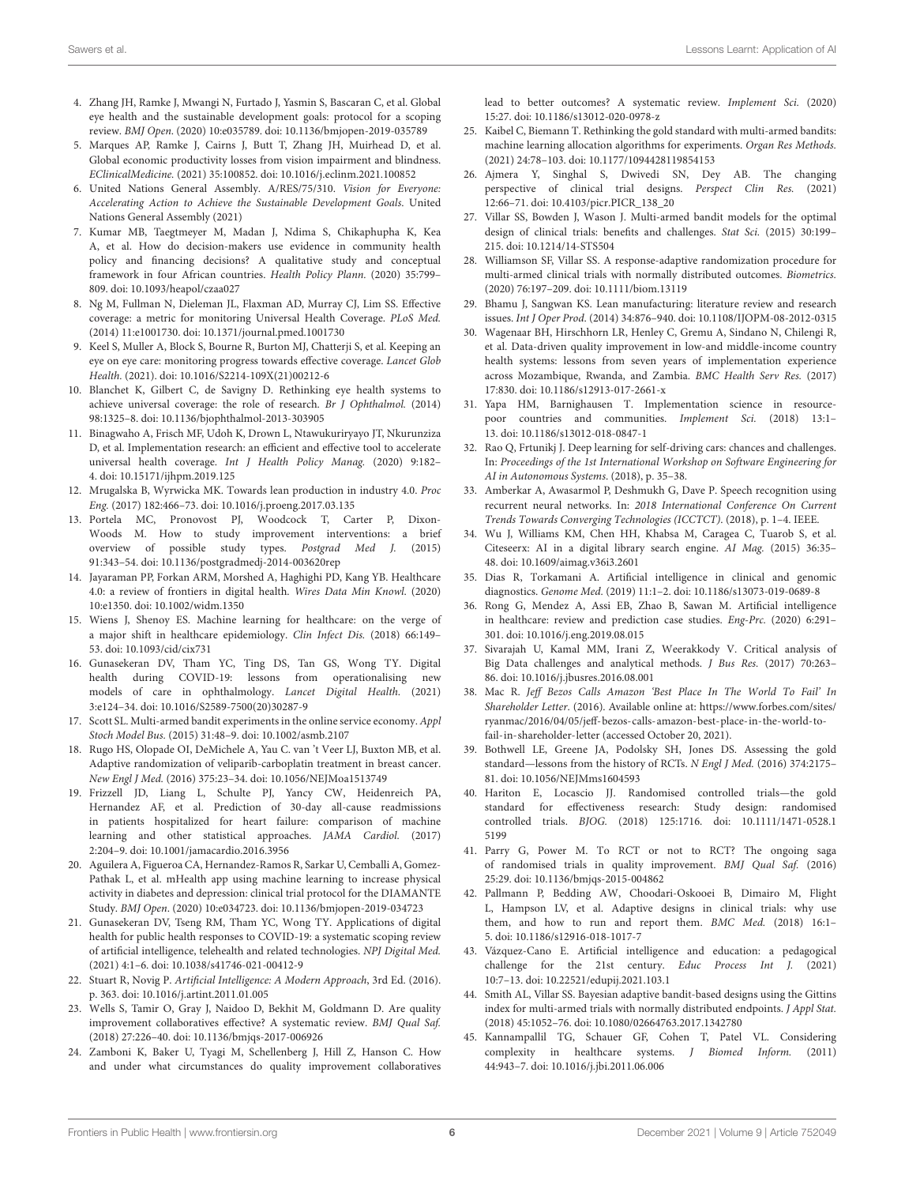4. Zhang JH, Ramke J, Mwangi N, Furtado J, Yasmin S, Bascaran C, et al. Global eye health and the sustainable development goals: protocol for a scoping review. BMJ Open. (2020) 10:e035789. doi: 10.1136/bmjopen-2019-035789
5. Marques AP, Ramke J, Cairns J, Butt T, Zhang JH, Muirhead D, et al. Global economic productivity losses from vision impairment and blindness. EClinicalMedicine. (2021) 35:100852. doi: 10.1016/j.eclinm.2021.100852
6. United Nations General Assembly. A/RES/75/310. *Vision for Everyone: Accelerating Action to Achieve the Sustainable Development Goals*. United Nations General Assembly (2021)
7. Kumar MB, Taegtmeyer M, Madan J, Ndima S, Chikaphupha K, Kea A, et al. How do decision-makers use evidence in community health policy and financing decisions? A qualitative study and conceptual framework in four African countries. Health Policy Plann. (2020) 35:799–809. doi: 10.1093/heapol/czaa027
8. Ng M, Fullman N, Dieleman JL, Flaxman AD, Murray CJ, Lim SS. Effective coverage: a metric for monitoring Universal Health Coverage. PLoS Med. (2014) 11:e1001730. doi: 10.1371/journal.pmed.1001730
9. Keel S, Muller A, Block S, Bourne R, Burton MJ, Chatterji S, et al. Keeping an eye on eye care: monitoring progress towards effective coverage. Lancet Glob Health. (2021). doi: 10.1016/S2214-109X(21)00212-6
10. Blanchet K, Gilbert C, de Savigny D. Rethinking eye health systems to achieve universal coverage: the role of research. Br J Ophthalmol. (2014) 98:1325–8. doi: 10.1136/bjophthalmol-2013-303905
11. Binagwaho A, Frisch MF, Udoh K, Drown L, Ntawukuriryayo JT, Nkurunziza D, et al. Implementation research: an efficient and effective tool to accelerate universal health coverage. Int J Health Policy Manag. (2020) 9:182–4. doi: 10.15171/ijhpm.2019.125
12. Mrugalska B, Wyrwicka MK. Towards lean production in industry 4.0. Proc Eng. (2017) 182:466–73. doi: 10.1016/j.proeng.2017.03.135
13. Portela MC, Pronovost PJ, Woodcock T, Carter P, Dixon-Woods M. How to study improvement interventions: a brief overview of possible study types. Postgrad Med J. (2015) 91:343–54. doi: 10.1136/postgradmedj-2014-003620rep
14. Jayaraman PP, Forkan ARM, Morshed A, Haghighi PD, Kang YB. Healthcare 4.0: a review of frontiers in digital health. Wires Data Min Knowl. (2020) 10:e1350. doi: 10.1002/widm.1350
15. Wiens J, Shenoy ES. Machine learning for healthcare: on the verge of a major shift in healthcare epidemiology. Clin Infect Dis. (2018) 66:149–53. doi: 10.1093/cid/cix731
16. Gunasekeran DV, Tham YC, Ting DS, Tan GS, Wong TY. Digital health during COVID-19: lessons from operationalising new models of care in ophthalmology. Lancet Digital Health. (2021) 3:e124–34. doi: 10.1016/S2589-7500(20)30287-9
17. Scott SL. Multi-armed bandit experiments in the online service economy. Appl Stoch Model Bus. (2015) 31:48–9. doi: 10.1002/asmb.2107
18. Rugo HS, Olopade OI, DeMichele A, Yau C. van 't Veer LJ, Buxton MB, et al. Adaptive randomization of veliparib-carboplatin treatment in breast cancer. New Engl J Med. (2016) 375:23–34. doi: 10.1056/NEJMoa1513749
19. Frizzell JD, Liang L, Schulte PJ, Yancy CW, Heidenreich PA, Hernandez AF, et al. Prediction of 30-day all-cause readmissions in patients hospitalized for heart failure: comparison of machine learning and other statistical approaches. JAMA Cardiol. (2017) 2:204–9. doi: 10.1001/jamacardio.2016.3956
20. Aguilera A, Figueroa CA, Hernandez-Ramos R, Sarkar U, Cemballi A, Gomez-Pathak L, et al. mHealth app using machine learning to increase physical activity in diabetes and depression: clinical trial protocol for the DIAMANTE Study. BMJ Open. (2020) 10:e034723. doi: 10.1136/bmjopen-2019-034723
21. Gunasekeran DV, Tseng RM, Tham YC, Wong TY. Applications of digital health for public health responses to COVID-19: a systematic scoping review of artificial intelligence, telehealth and related technologies. NPJ Digital Med. (2021) 4:1–6. doi: 10.1038/s41746-021-00412-9
22. Stuart R, Novig P. *Artificial Intelligence: A Modern Approach*, 3rd Ed. (2016). p. 363. doi: 10.1016/j.artint.2011.01.005
23. Wells S, Tamir O, Gray J, Naidoo D, Bekhit M, Goldmann D. Are quality improvement collaboratives effective? A systematic review. BMJ Qual Saf. (2018) 27:226–40. doi: 10.1136/bmjqs-2017-006926
24. Zamboni K, Baker U, Tyagi M, Schellenberg J, Hill Z, Hanson C. How and under what circumstances do quality improvement collaboratives lead to better outcomes? A systematic review. Implement Sci. (2020) 15:27. doi: 10.1186/s13012-020-0978-z
25. Kaibel C, Biemann T. Rethinking the gold standard with multi-armed bandits: machine learning allocation algorithms for experiments. Organ Res Methods. (2021) 24:78–103. doi: 10.1177/1094428119854153
26. Ajmera Y, Singhal S, Dwivedi SN, Dey AB. The changing perspective of clinical trial designs. Perspect Clin Res. (2021) 12:66–71. doi: 10.4103/picr.PICR_138_20
27. Villar SS, Bowden J, Wason J. Multi-armed bandit models for the optimal design of clinical trials: benefits and challenges. Stat Sci. (2015) 30:199–215. doi: 10.1214/14-STS504
28. Williamson SF, Villar SS. A response-adaptive randomization procedure for multi-armed clinical trials with normally distributed outcomes. Biometrics. (2020) 76:197–209. doi: 10.1111/biom.13119
29. Bhamu J, Sangwan KS. Lean manufacturing: literature review and research issues. Int J Oper Prod. (2014) 34:876–940. doi: 10.1108/IJOPM-08-2012-0315
30. Wagenaar BH, Hirschhorn LR, Henley C, Gremu A, Sindano N, Chilengi R, et al. Data-driven quality improvement in low-and middle-income country health systems: lessons from seven years of implementation experience across Mozambique, Rwanda, and Zambia. BMC Health Serv Res. (2017) 17:830. doi: 10.1186/s12913-017-2661-x
31. Yapa HM, Barnighausen T. Implementation science in resource-poor countries and communities. Implement Sci. (2018) 13:1–13. doi: 10.1186/s13012-018-0847-1
32. Rao Q, Frtunikj J. Deep learning for self-driving cars: chances and challenges. In: *Proceedings of the 1st International Workshop on Software Engineering for AI in Autonomous Systems*. (2018), p. 35–38.
33. Amberkar A, Awasarmol P, Deshmukh G, Dave P. Speech recognition using recurrent neural networks. In: *2018 International Conference On Current Trends Towards Converging Technologies (ICCTCT)*. (2018), p. 1–4. IEEE.
34. Wu J, Williams KM, Chen HH, Khabsa M, Caragea C, Tuarob S, et al. Citeseerx: AI in a digital library search engine. AI Mag. (2015) 36:35–48. doi: 10.1609/aimag.v36i3.2601
35. Dias R, Torkamani A. Artificial intelligence in clinical and genomic diagnostics. Genome Med. (2019) 11:1–2. doi: 10.1186/s13073-019-0689-8
36. Rong G, Mendez A, Assi EB, Zhao B, Sawan M. Artificial intelligence in healthcare: review and prediction case studies. Eng-Prc. (2020) 6:291–301. doi: 10.1016/j.eng.2019.08.015
37. Sivarajah U, Kamal MM, Irani Z, Weerakkody V. Critical analysis of Big Data challenges and analytical methods. J Bus Res. (2017) 70:263–86. doi: 10.1016/j.jbusres.2016.08.001
38. Mac R. *Jeff Bezos Calls Amazon 'Best Place In The World To Fail' In Shareholder Letter*. (2016). Available online at: https://www.forbes.com/sites/ryanmac/2016/04/05/jeff-bezos-calls-amazon-best-place-in-the-world-to-fail-in-shareholder-letter (accessed October 20, 2021).
39. Bothwell LE, Greene JA, Podolsky SH, Jones DS. Assessing the gold standard—lessons from the history of RCTs. N Engl J Med. (2016) 374:2175–81. doi: 10.1056/NEJMms1604593
40. Hariton E, Locascio JJ. Randomised controlled trials—the gold standard for effectiveness research: Study design: randomised controlled trials. BJOG. (2018) 125:1716. doi: 10.1111/1471-0528.15199
41. Parry G, Power M. To RCT or not to RCT? The ongoing saga of randomised trials in quality improvement. BMJ Qual Saf. (2016) 25:29. doi: 10.1136/bmjqs-2015-004862
42. Pallmann P, Bedding AW, Choodari-Oskooei B, Dimairo M, Flight L, Hampson LV, et al. Adaptive designs in clinical trials: why use them, and how to run and report them. BMC Med. (2018) 16:1–5. doi: 10.1186/s12916-018-1017-7
43. Vázquez-Cano E. Artificial intelligence and education: a pedagogical challenge for the 21st century. Educ Process Int J. (2021) 10:7–13. doi: 10.22521/edupij.2021.103.1
44. Smith AL, Villar SS. Bayesian adaptive bandit-based designs using the Gittins index for multi-armed trials with normally distributed endpoints. J Appl Stat. (2018) 45:1052–76. doi: 10.1080/02664763.2017.1342780
45. Kannampallil TG, Schauer GF, Cohen T, Patel VL. Considering complexity in healthcare systems. J Biomed Inform. (2011) 44:943–7. doi: 10.1016/j.jbi.2011.06.006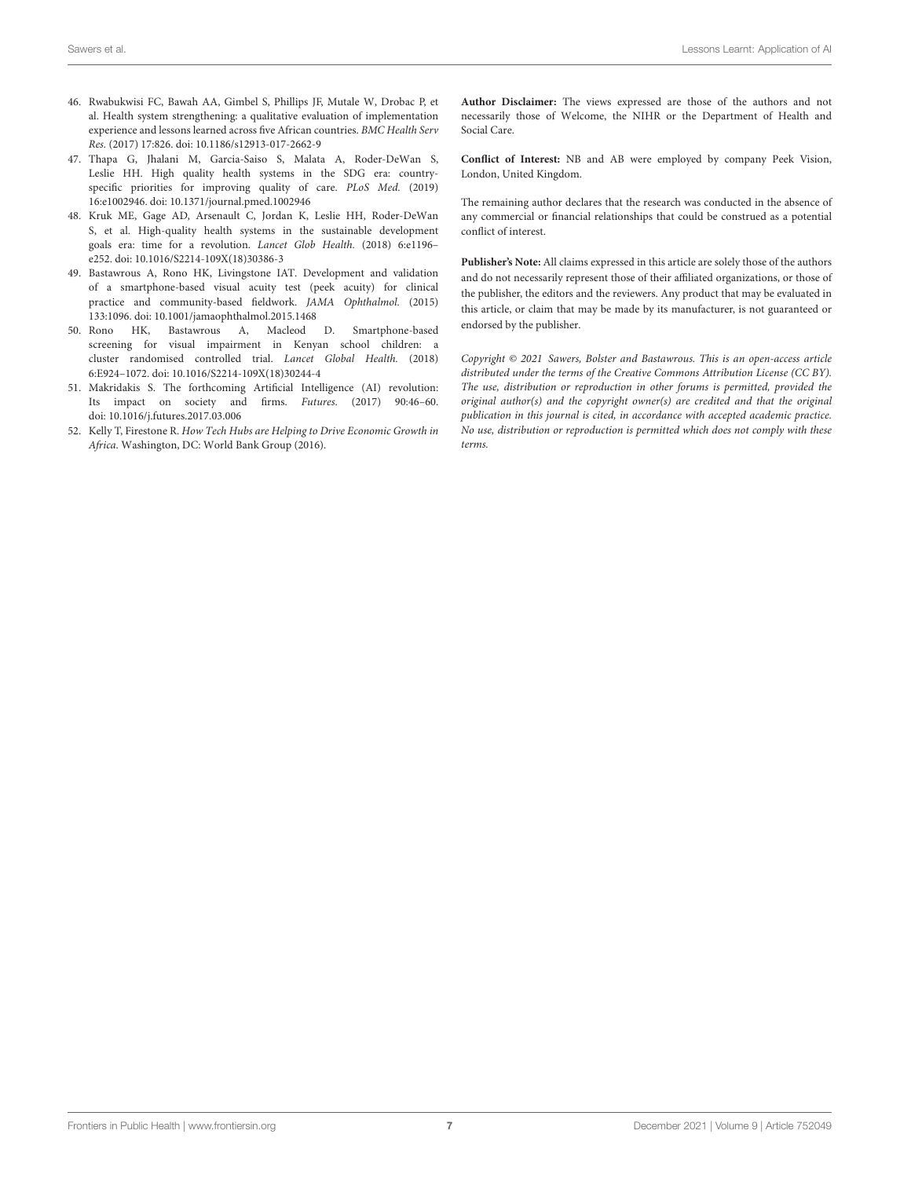46. Rwabukwisi FC, Bawah AA, Gimbel S, Phillips JF, Mutale W, Drobac P, et al. Health system strengthening: a qualitative evaluation of implementation experience and lessons learned across five African countries. *BMC Health Serv Res.* (2017) 17:826. doi: 10.1186/s12913-017-2662-9
47. Thapa G, Jhalani M, Garcia-Saiso S, Malata A, Roder-DeWan S, Leslie HH. High quality health systems in the SDG era: country-specific priorities for improving quality of care. *PLoS Med.* (2019) 16:e1002946. doi: 10.1371/journal.pmed.1002946
48. Kruk ME, Gage AD, Arsenault C, Jordan K, Leslie HH, Roder-DeWan S, et al. High-quality health systems in the sustainable development goals era: time for a revolution. *Lancet Glob Health.* (2018) 6:e1196–e252. doi: 10.1016/S2214-109X(18)30386-3
49. Bastawrous A, Rono HK, Livingstone IAT. Development and validation of a smartphone-based visual acuity test (peek acuity) for clinical practice and community-based fieldwork. *JAMA Ophthalmol.* (2015) 133:1096. doi: 10.1001/jamaophthalmol.2015.1468
50. Rono HK, Bastawrous A, Macleod D. Smartphone-based screening for visual impairment in Kenyan school children: a cluster randomised controlled trial. *Lancet Global Health.* (2018) 6:E924–1072. doi: 10.1016/S2214-109X(18)30244-4
51. Makridakis S. The forthcoming Artificial Intelligence (AI) revolution: Its impact on society and firms. *Futures.* (2017) 90:46–60. doi: 10.1016/j.futures.2017.03.006
52. Kelly T, Firestone R. *How Tech Hubs are Helping to Drive Economic Growth in Africa.* Washington, DC: World Bank Group (2016).

**Author Disclaimer:** The views expressed are those of the authors and not necessarily those of Welcome, the NIHR or the Department of Health and Social Care.

**Conflict of Interest:** NB and AB were employed by company Peek Vision, London, United Kingdom.

The remaining author declares that the research was conducted in the absence of any commercial or financial relationships that could be construed as a potential conflict of interest.

**Publisher's Note:** All claims expressed in this article are solely those of the authors and do not necessarily represent those of their affiliated organizations, or those of the publisher, the editors and the reviewers. Any product that may be evaluated in this article, or claim that may be made by its manufacturer, is not guaranteed or endorsed by the publisher.

*Copyright © 2021 Sawers, Bolster and Bastawrous. This is an open-access article distributed under the terms of the Creative Commons Attribution License (CC BY). The use, distribution or reproduction in other forums is permitted, provided the original author(s) and the copyright owner(s) are credited and that the original publication in this journal is cited, in accordance with accepted academic practice. No use, distribution or reproduction is permitted which does not comply with these terms.*